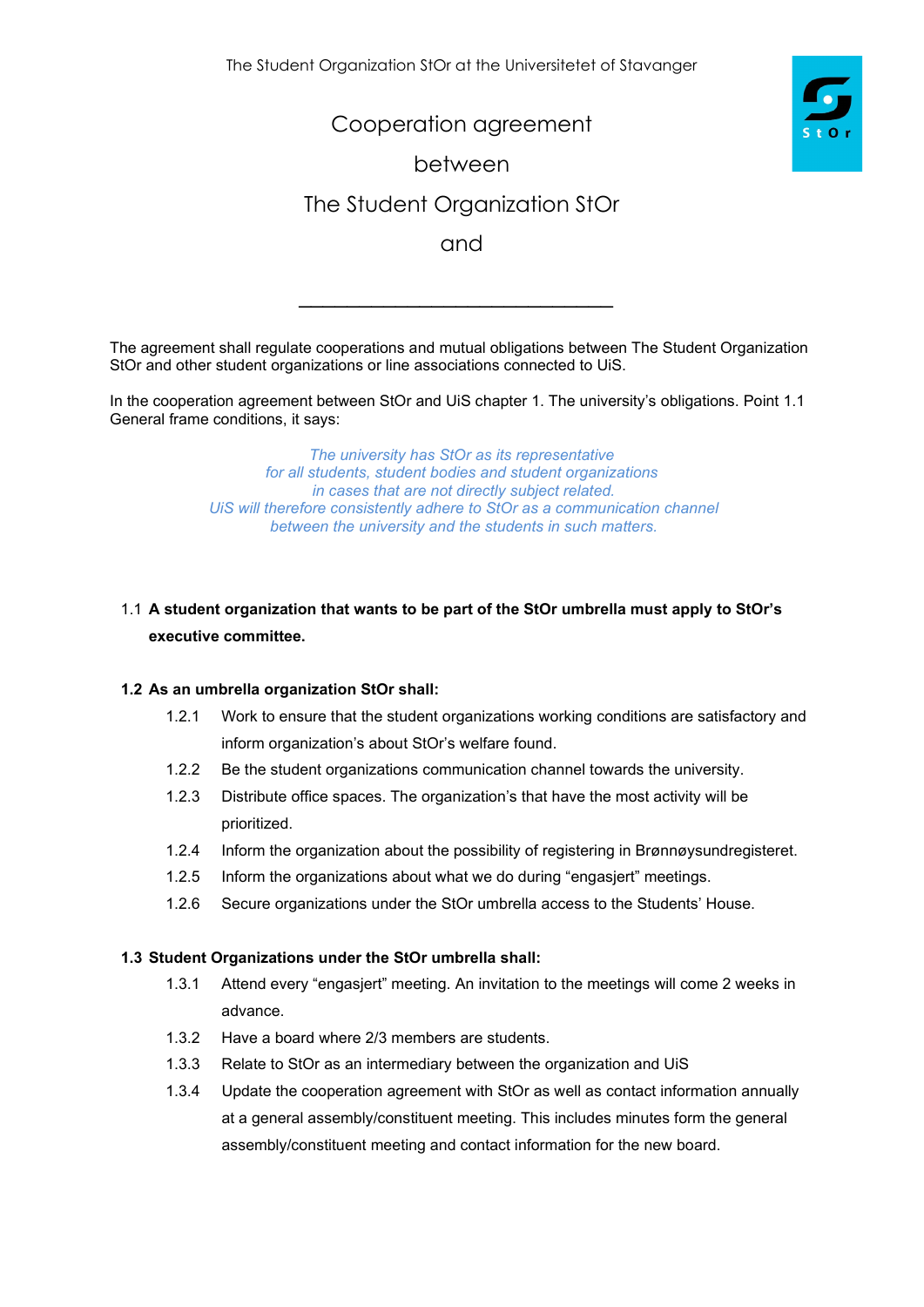The Student Organization StOr at the Universitetet of Stavanger

# Cooperation agreement

# between

# The Student Organization StOr

# and

\_\_\_\_\_\_\_\_\_\_\_\_\_\_\_\_\_\_\_\_\_\_\_\_\_\_\_\_\_\_\_\_

The agreement shall regulate cooperations and mutual obligations between The Student Organization StOr and other student organizations or line associations connected to UiS.

In the cooperation agreement between StOr and UiS chapter 1. The university's obligations. Point 1.1 General frame conditions, it says:

> *The university has StOr as its representative for all students, student bodies and student organizations in cases that are not directly subject related. UiS will therefore consistently adhere to StOr as a communication channel between the university and the students in such matters.*

1.1 **A student organization that wants to be part of the StOr umbrella must apply to StOr's executive committee.**

**1.2 As an umbrella organization StOr shall:**

- 1.2.1 Work to ensure that the student organizations working conditions are satisfactory and inform organization's about StOr's welfare found.
- 1.2.2 Be the student organizations communication channel towards the university.
- 1.2.3 Distribute office spaces. The organization's that have the most activity will be prioritized.
- 1.2.4 Inform the organization about the possibility of registering in Brønnøysundregisteret.
- 1.2.5 Inform the organizations about what we do during "engasjert" meetings.
- 1.2.6 Secure organizations under the StOr umbrella access to the Students' House.

**1.3 Student Organizations under the StOr umbrella shall:**

- 1.3.1 Attend every "engasjert" meeting. An invitation to the meetings will come 2 weeks in advance.
- 1.3.2 Have a board where 2/3 members are students.
- 1.3.3 Relate to StOr as an intermediary between the organization and UiS
- 1.3.4 Update the cooperation agreement with StOr as well as contact information annually at a general assembly/constituent meeting. This includes minutes form the general assembly/constituent meeting and contact information for the new board.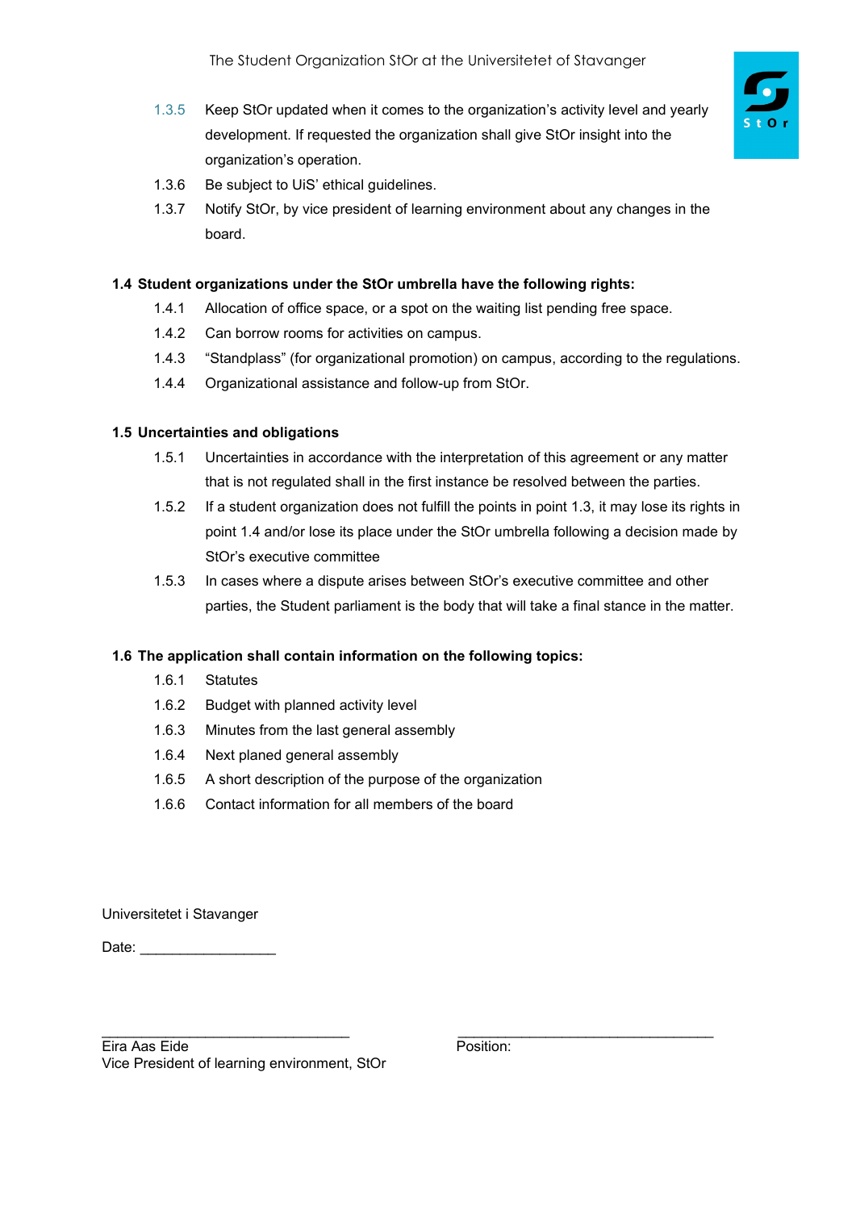1.3.5 Keep StOr updated when it comes to the organization's activity level and yearly development. If requested the organization shall give StOr insight into the organization's operation.

1.3.6 Be subject to UiS' ethical guidelines.

1.3.7 Notify StOr, by vice president of learning environment about any changes in the board.

**1.4 Student organizations under the StOr umbrella have the following rights:**

1.4.1 Allocation of office space, or a spot on the waiting list pending free space.

1.4.2 Can borrow rooms for activities on campus.

1.4.3 "Standplass" (for organizational promotion) on campus, according to the regulations.

1.4.4 Organizational assistance and follow-up from StOr.

**1.5 Uncertainties and obligations**

1.5.1 Uncertainties in accordance with the interpretation of this agreement or any matter that is not regulated shall in the first instance be resolved between the parties.

1.5.2 If a student organization does not fulfill the points in point 1.3, it may lose its rights in point 1.4 and/or lose its place under the StOr umbrella following a decision made by StOr's executive committee

1.5.3 In cases where a dispute arises between StOr's executive committee and other parties, the Student parliament is the body that will take a final stance in the matter.

**1.6 The application shall contain information on the following topics:**

1.6.1 Statutes

1.6.2 Budget with planned activity level

1.6.3 Minutes from the last general assembly

1.6.4 Next planed general assembly

1.6.5 A short description of the purpose of the organization

1.6.6 Contact information for all members of the board

Universitetet i Stavanger

Date: ________________

_______________________________

Eira Aas Eide
Vice President of learning environment, StOr

_______________________________

Position: